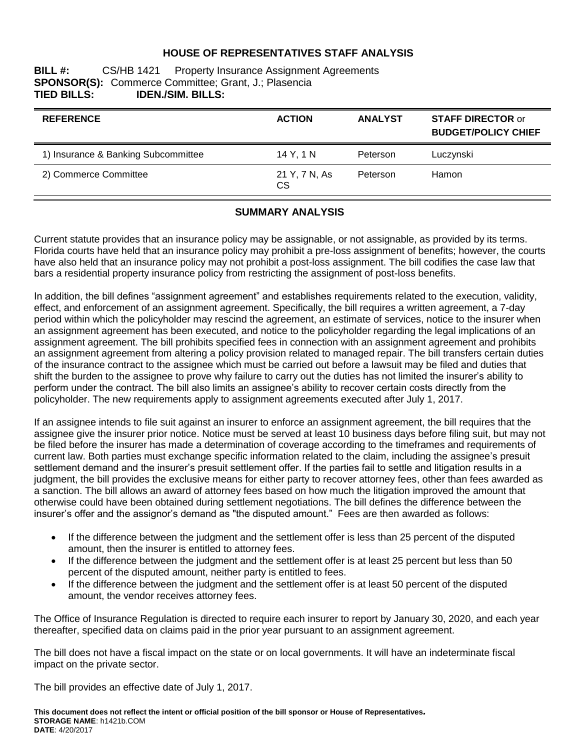# HOUSE OF REPRESENTATIVES STAFF ANALYSIS

**BILL #:** CS/HB 1421 Property Insurance Assignment Agreements
**SPONSOR(S):** Commerce Committee; Grant, J.; Plasencia
**TIED BILLS:** **IDEN./SIM. BILLS:**

| REFERENCE | ACTION | ANALYST | STAFF DIRECTOR or BUDGET/POLICY CHIEF |
|---|---|---|---|
| 1) Insurance & Banking Subcommittee | 14 Y, 1 N | Peterson | Luczynski |
| 2) Commerce Committee | 21 Y, 7 N, As CS | Peterson | Hamon |

## SUMMARY ANALYSIS

Current statute provides that an insurance policy may be assignable, or not assignable, as provided by its terms. Florida courts have held that an insurance policy may prohibit a pre-loss assignment of benefits; however, the courts have also held that an insurance policy may not prohibit a post-loss assignment. The bill codifies the case law that bars a residential property insurance policy from restricting the assignment of post-loss benefits.

In addition, the bill defines "assignment agreement" and establishes requirements related to the execution, validity, effect, and enforcement of an assignment agreement. Specifically, the bill requires a written agreement, a 7-day period within which the policyholder may rescind the agreement, an estimate of services, notice to the insurer when an assignment agreement has been executed, and notice to the policyholder regarding the legal implications of an assignment agreement. The bill prohibits specified fees in connection with an assignment agreement and prohibits an assignment agreement from altering a policy provision related to managed repair. The bill transfers certain duties of the insurance contract to the assignee which must be carried out before a lawsuit may be filed and duties that shift the burden to the assignee to prove why failure to carry out the duties has not limited the insurer's ability to perform under the contract. The bill also limits an assignee's ability to recover certain costs directly from the policyholder. The new requirements apply to assignment agreements executed after July 1, 2017.

If an assignee intends to file suit against an insurer to enforce an assignment agreement, the bill requires that the assignee give the insurer prior notice. Notice must be served at least 10 business days before filing suit, but may not be filed before the insurer has made a determination of coverage according to the timeframes and requirements of current law. Both parties must exchange specific information related to the claim, including the assignee's presuit settlement demand and the insurer's presuit settlement offer. If the parties fail to settle and litigation results in a judgment, the bill provides the exclusive means for either party to recover attorney fees, other than fees awarded as a sanction. The bill allows an award of attorney fees based on how much the litigation improved the amount that otherwise could have been obtained during settlement negotiations. The bill defines the difference between the insurer's offer and the assignor's demand as "the disputed amount." Fees are then awarded as follows:

- If the difference between the judgment and the settlement offer is less than 25 percent of the disputed amount, then the insurer is entitled to attorney fees.
- If the difference between the judgment and the settlement offer is at least 25 percent but less than 50 percent of the disputed amount, neither party is entitled to fees.
- If the difference between the judgment and the settlement offer is at least 50 percent of the disputed amount, the vendor receives attorney fees.

The Office of Insurance Regulation is directed to require each insurer to report by January 30, 2020, and each year thereafter, specified data on claims paid in the prior year pursuant to an assignment agreement.

The bill does not have a fiscal impact on the state or on local governments. It will have an indeterminate fiscal impact on the private sector.

The bill provides an effective date of July 1, 2017.

**This document does not reflect the intent or official position of the bill sponsor or House of Representatives.**
**STORAGE NAME**: h1421b.COM
**DATE**: 4/20/2017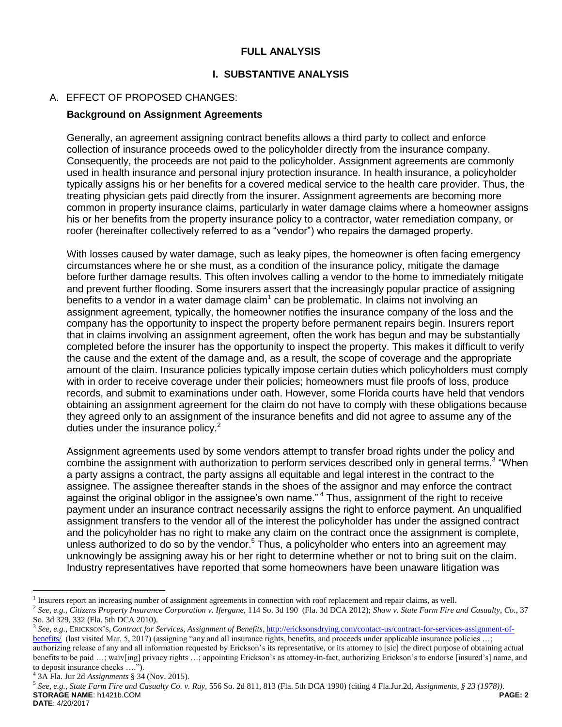## FULL ANALYSIS

## I. SUBSTANTIVE ANALYSIS

A. EFFECT OF PROPOSED CHANGES:

**Background on Assignment Agreements**

Generally, an agreement assigning contract benefits allows a third party to collect and enforce collection of insurance proceeds owed to the policyholder directly from the insurance company. Consequently, the proceeds are not paid to the policyholder. Assignment agreements are commonly used in health insurance and personal injury protection insurance. In health insurance, a policyholder typically assigns his or her benefits for a covered medical service to the health care provider. Thus, the treating physician gets paid directly from the insurer. Assignment agreements are becoming more common in property insurance claims, particularly in water damage claims where a homeowner assigns his or her benefits from the property insurance policy to a contractor, water remediation company, or roofer (hereinafter collectively referred to as a "vendor") who repairs the damaged property.

With losses caused by water damage, such as leaky pipes, the homeowner is often facing emergency circumstances where he or she must, as a condition of the insurance policy, mitigate the damage before further damage results. This often involves calling a vendor to the home to immediately mitigate and prevent further flooding. Some insurers assert that the increasingly popular practice of assigning benefits to a vendor in a water damage claim[1] can be problematic. In claims not involving an assignment agreement, typically, the homeowner notifies the insurance company of the loss and the company has the opportunity to inspect the property before permanent repairs begin. Insurers report that in claims involving an assignment agreement, often the work has begun and may be substantially completed before the insurer has the opportunity to inspect the property. This makes it difficult to verify the cause and the extent of the damage and, as a result, the scope of coverage and the appropriate amount of the claim. Insurance policies typically impose certain duties which policyholders must comply with in order to receive coverage under their policies; homeowners must file proofs of loss, produce records, and submit to examinations under oath. However, some Florida courts have held that vendors obtaining an assignment agreement for the claim do not have to comply with these obligations because they agreed only to an assignment of the insurance benefits and did not agree to assume any of the duties under the insurance policy.[2]

Assignment agreements used by some vendors attempt to transfer broad rights under the policy and combine the assignment with authorization to perform services described only in general terms.[3] "When a party assigns a contract, the party assigns all equitable and legal interest in the contract to the assignee. The assignee thereafter stands in the shoes of the assignor and may enforce the contract against the original obligor in the assignee's own name."[4] Thus, assignment of the right to receive payment under an insurance contract necessarily assigns the right to enforce payment. An unqualified assignment transfers to the vendor all of the interest the policyholder has under the assigned contract and the policyholder has no right to make any claim on the contract once the assignment is complete, unless authorized to do so by the vendor.[5] Thus, a policyholder who enters into an agreement may unknowingly be assigning away his or her right to determine whether or not to bring suit on the claim. Industry representatives have reported that some homeowners have been unaware litigation was

---

[1] Insurers report an increasing number of assignment agreements in connection with roof replacement and repair claims, as well.

[2] *See, e.g., Citizens Property Insurance Corporation v. Ifergane,* 114 So. 3d 190 (Fla. 3d DCA 2012); *Shaw v. State Farm Fire and Casualty, Co.,* 37 So. 3d 329, 332 (Fla. 5th DCA 2010).

[3] *See, e.g.,* ERICKSON's, *Contract for Services, Assignment of Benefits*, http://ericksonsdrying.com/contact-us/contract-for-services-assignment-of-benefits/ (last visited Mar. 5, 2017) (assigning "any and all insurance rights, benefits, and proceeds under applicable insurance policies …; authorizing release of any and all information requested by Erickson's its representative, or its attorney to [sic] the direct purpose of obtaining actual benefits to be paid …; waiv[ing] privacy rights …; appointing Erickson's as attorney-in-fact, authorizing Erickson's to endorse [insured's] name, and to deposit insurance checks ….").

[4] 3A Fla. Jur 2d *Assignments* § 34 (Nov. 2015).

[5] *See, e.g., State Farm Fire and Casualty Co. v. Ray,* 556 So. 2d 811, 813 (Fla. 5th DCA 1990) (citing 4 Fla.Jur.2d, *Assignments, § 23 (1978)*).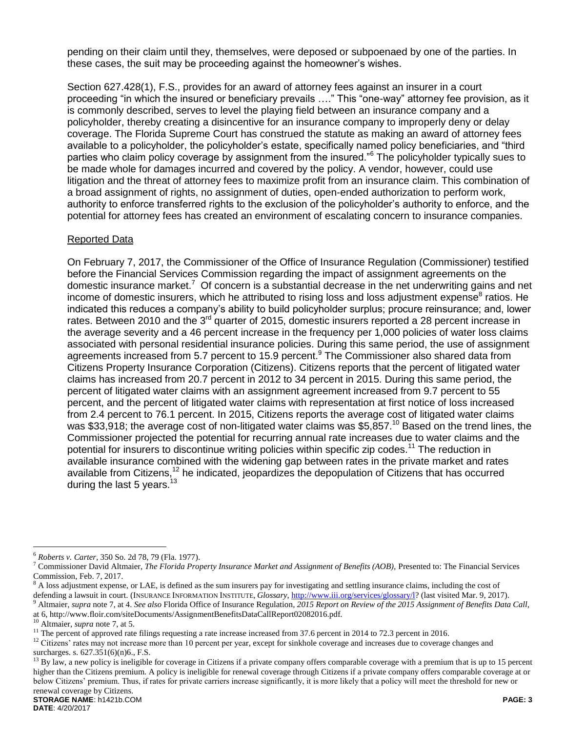pending on their claim until they, themselves, were deposed or subpoenaed by one of the parties. In these cases, the suit may be proceeding against the homeowner's wishes.

Section 627.428(1), F.S., provides for an award of attorney fees against an insurer in a court proceeding "in which the insured or beneficiary prevails …." This "one-way" attorney fee provision, as it is commonly described, serves to level the playing field between an insurance company and a policyholder, thereby creating a disincentive for an insurance company to improperly deny or delay coverage. The Florida Supreme Court has construed the statute as making an award of attorney fees available to a policyholder, the policyholder's estate, specifically named policy beneficiaries, and "third parties who claim policy coverage by assignment from the insured."[6] The policyholder typically sues to be made whole for damages incurred and covered by the policy. A vendor, however, could use litigation and the threat of attorney fees to maximize profit from an insurance claim. This combination of a broad assignment of rights, no assignment of duties, open-ended authorization to perform work, authority to enforce transferred rights to the exclusion of the policyholder's authority to enforce, and the potential for attorney fees has created an environment of escalating concern to insurance companies.

Reported Data

On February 7, 2017, the Commissioner of the Office of Insurance Regulation (Commissioner) testified before the Financial Services Commission regarding the impact of assignment agreements on the domestic insurance market.[7] Of concern is a substantial decrease in the net underwriting gains and net income of domestic insurers, which he attributed to rising loss and loss adjustment expense[8] ratios. He indicated this reduces a company's ability to build policyholder surplus; procure reinsurance; and, lower rates. Between 2010 and the 3rd quarter of 2015, domestic insurers reported a 28 percent increase in the average severity and a 46 percent increase in the frequency per 1,000 policies of water loss claims associated with personal residential insurance policies. During this same period, the use of assignment agreements increased from 5.7 percent to 15.9 percent.[9] The Commissioner also shared data from Citizens Property Insurance Corporation (Citizens). Citizens reports that the percent of litigated water claims has increased from 20.7 percent in 2012 to 34 percent in 2015. During this same period, the percent of litigated water claims with an assignment agreement increased from 9.7 percent to 55 percent, and the percent of litigated water claims with representation at first notice of loss increased from 2.4 percent to 76.1 percent. In 2015, Citizens reports the average cost of litigated water claims was $33,918; the average cost of non-litigated water claims was $5,857.[10] Based on the trend lines, the Commissioner projected the potential for recurring annual rate increases due to water claims and the potential for insurers to discontinue writing policies within specific zip codes.[11] The reduction in available insurance combined with the widening gap between rates in the private market and rates available from Citizens,[12] he indicated, jeopardizes the depopulation of Citizens that has occurred during the last 5 years.[13]

---

[6] *Roberts v. Carter*, 350 So. 2d 78, 79 (Fla. 1977).

[7] Commissioner David Altmaier, *The Florida Property Insurance Market and Assignment of Benefits (AOB)*, Presented to: The Financial Services Commission, Feb. 7, 2017.

[8] A loss adjustment expense, or LAE, is defined as the sum insurers pay for investigating and settling insurance claims, including the cost of defending a lawsuit in court. (INSURANCE INFORMATION INSTITUTE, *Glossary*, http://www.iii.org/services/glossary/l? (last visited Mar. 9, 2017).

[9] Altmaier, *supra* note 7, at 4. *See also* Florida Office of Insurance Regulation, *2015 Report on Review of the 2015 Assignment of Benefits Data Call*, at 6, http://www.floir.com/siteDocuments/AssignmentBenefitsDataCallReport02082016.pdf.

[10] Altmaier, *supra* note 7, at 5.

[11] The percent of approved rate filings requesting a rate increase increased from 37.6 percent in 2014 to 72.3 percent in 2016.

[12] Citizens' rates may not increase more than 10 percent per year, except for sinkhole coverage and increases due to coverage changes and surcharges. s. 627.351(6)(n)6., F.S.

[13] By law, a new policy is ineligible for coverage in Citizens if a private company offers comparable coverage with a premium that is up to 15 percent higher than the Citizens premium. A policy is ineligible for renewal coverage through Citizens if a private company offers comparable coverage at or below Citizens' premium. Thus, if rates for private carriers increase significantly, it is more likely that a policy will meet the threshold for new or renewal coverage by Citizens.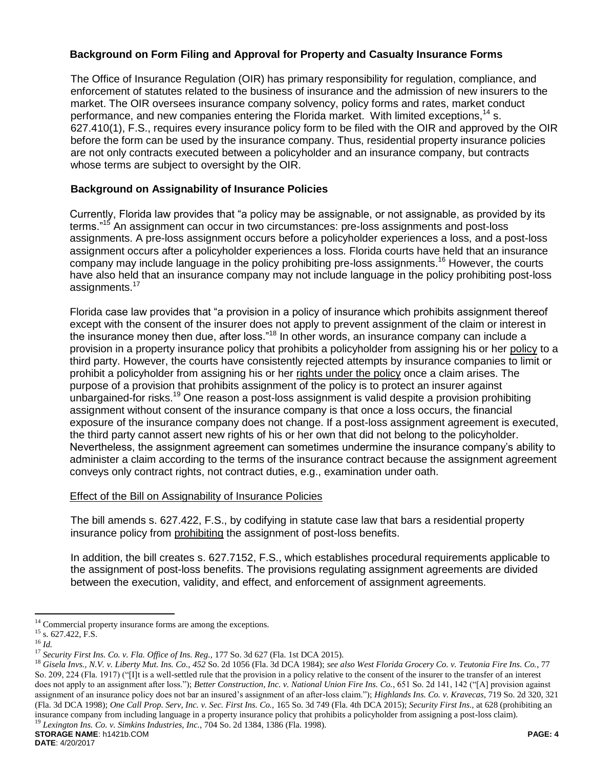### Background on Form Filing and Approval for Property and Casualty Insurance Forms

The Office of Insurance Regulation (OIR) has primary responsibility for regulation, compliance, and enforcement of statutes related to the business of insurance and the admission of new insurers to the market. The OIR oversees insurance company solvency, policy forms and rates, market conduct performance, and new companies entering the Florida market. With limited exceptions,[14] s. 627.410(1), F.S., requires every insurance policy form to be filed with the OIR and approved by the OIR before the form can be used by the insurance company. Thus, residential property insurance policies are not only contracts executed between a policyholder and an insurance company, but contracts whose terms are subject to oversight by the OIR.

### Background on Assignability of Insurance Policies

Currently, Florida law provides that "a policy may be assignable, or not assignable, as provided by its terms."[15] An assignment can occur in two circumstances: pre-loss assignments and post-loss assignments. A pre-loss assignment occurs before a policyholder experiences a loss, and a post-loss assignment occurs after a policyholder experiences a loss. Florida courts have held that an insurance company may include language in the policy prohibiting pre-loss assignments.[16] However, the courts have also held that an insurance company may not include language in the policy prohibiting post-loss assignments.[17]

Florida case law provides that "a provision in a policy of insurance which prohibits assignment thereof except with the consent of the insurer does not apply to prevent assignment of the claim or interest in the insurance money then due, after loss."[18] In other words, an insurance company can include a provision in a property insurance policy that prohibits a policyholder from assigning his or her <u>policy</u> to a third party. However, the courts have consistently rejected attempts by insurance companies to limit or prohibit a policyholder from assigning his or her <u>rights under the policy</u> once a claim arises. The purpose of a provision that prohibits assignment of the policy is to protect an insurer against unbargained-for risks.[19] One reason a post-loss assignment is valid despite a provision prohibiting assignment without consent of the insurance company is that once a loss occurs, the financial exposure of the insurance company does not change. If a post-loss assignment agreement is executed, the third party cannot assert new rights of his or her own that did not belong to the policyholder. Nevertheless, the assignment agreement can sometimes undermine the insurance company's ability to administer a claim according to the terms of the insurance contract because the assignment agreement conveys only contract rights, not contract duties, e.g., examination under oath.

<u>Effect of the Bill on Assignability of Insurance Policies</u>

The bill amends s. 627.422, F.S., by codifying in statute case law that bars a residential property insurance policy from <u>prohibiting</u> the assignment of post-loss benefits.

In addition, the bill creates s. 627.7152, F.S., which establishes procedural requirements applicable to the assignment of post-loss benefits. The provisions regulating assignment agreements are divided between the execution, validity, and effect, and enforcement of assignment agreements.

---

[14] Commercial property insurance forms are among the exceptions.

[15] s. 627.422, F.S.

[16] *Id.*

[17] *Security First Ins. Co. v. Fla. Office of Ins. Reg.,* 177 So. 3d 627 (Fla. 1st DCA 2015).

[18] *Gisela Invs., N.V. v. Liberty Mut. Ins. Co., 452* So. 2d 1056 (Fla. 3d DCA 1984); *see also West Florida Grocery Co. v. Teutonia Fire Ins. Co.*, 77 So. 209, 224 (Fla. 1917) ("[I]t is a well-settled rule that the provision in a policy relative to the consent of the insurer to the transfer of an interest does not apply to an assignment after loss."); *Better Construction, Inc. v. National Union Fire Ins. Co.*, 651 So. 2d 141, 142 ("[A] provision against assignment of an insurance policy does not bar an insured's assignment of an after-loss claim."); *Highlands Ins. Co. v. Kravecas*, 719 So. 2d 320, 321 (Fla. 3d DCA 1998); *One Call Prop. Serv, Inc. v. Sec. First Ins. Co.,* 165 So. 3d 749 (Fla. 4th DCA 2015); *Security First Ins.*, at 628 (prohibiting an insurance company from including language in a property insurance policy that prohibits a policyholder from assigning a post-loss claim).

[19] *Lexington Ins. Co. v. Simkins Industries, Inc.,* 704 So. 2d 1384, 1386 (Fla. 1998).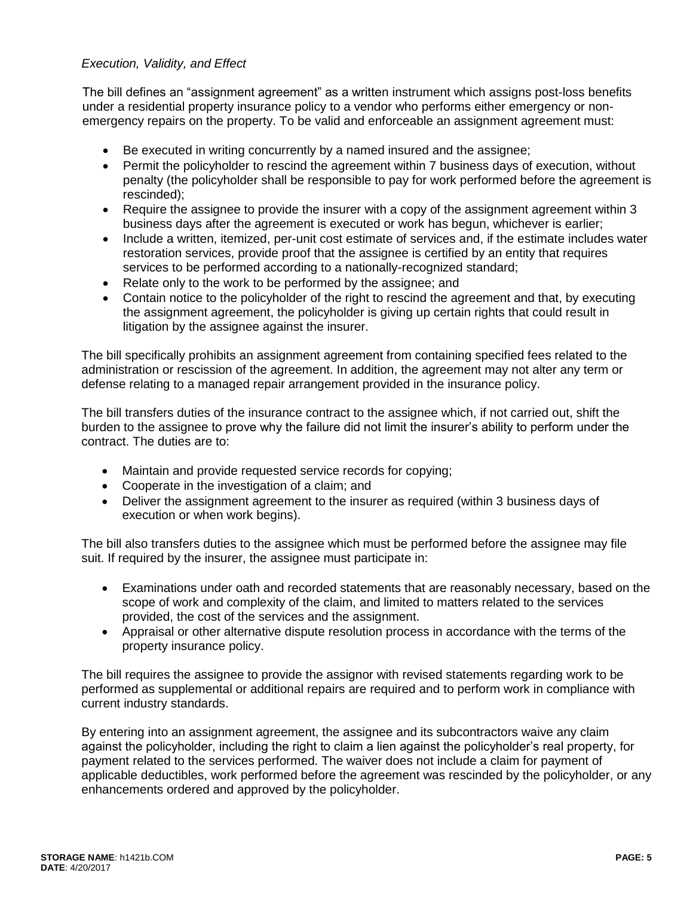*Execution, Validity, and Effect*

The bill defines an "assignment agreement" as a written instrument which assigns post-loss benefits under a residential property insurance policy to a vendor who performs either emergency or non-emergency repairs on the property. To be valid and enforceable an assignment agreement must:

- Be executed in writing concurrently by a named insured and the assignee;
- Permit the policyholder to rescind the agreement within 7 business days of execution, without penalty (the policyholder shall be responsible to pay for work performed before the agreement is rescinded);
- Require the assignee to provide the insurer with a copy of the assignment agreement within 3 business days after the agreement is executed or work has begun, whichever is earlier;
- Include a written, itemized, per-unit cost estimate of services and, if the estimate includes water restoration services, provide proof that the assignee is certified by an entity that requires services to be performed according to a nationally-recognized standard;
- Relate only to the work to be performed by the assignee; and
- Contain notice to the policyholder of the right to rescind the agreement and that, by executing the assignment agreement, the policyholder is giving up certain rights that could result in litigation by the assignee against the insurer.

The bill specifically prohibits an assignment agreement from containing specified fees related to the administration or rescission of the agreement. In addition, the agreement may not alter any term or defense relating to a managed repair arrangement provided in the insurance policy.

The bill transfers duties of the insurance contract to the assignee which, if not carried out, shift the burden to the assignee to prove why the failure did not limit the insurer's ability to perform under the contract. The duties are to:

- Maintain and provide requested service records for copying;
- Cooperate in the investigation of a claim; and
- Deliver the assignment agreement to the insurer as required (within 3 business days of execution or when work begins).

The bill also transfers duties to the assignee which must be performed before the assignee may file suit. If required by the insurer, the assignee must participate in:

- Examinations under oath and recorded statements that are reasonably necessary, based on the scope of work and complexity of the claim, and limited to matters related to the services provided, the cost of the services and the assignment.
- Appraisal or other alternative dispute resolution process in accordance with the terms of the property insurance policy.

The bill requires the assignee to provide the assignor with revised statements regarding work to be performed as supplemental or additional repairs are required and to perform work in compliance with current industry standards.

By entering into an assignment agreement, the assignee and its subcontractors waive any claim against the policyholder, including the right to claim a lien against the policyholder's real property, for payment related to the services performed. The waiver does not include a claim for payment of applicable deductibles, work performed before the agreement was rescinded by the policyholder, or any enhancements ordered and approved by the policyholder.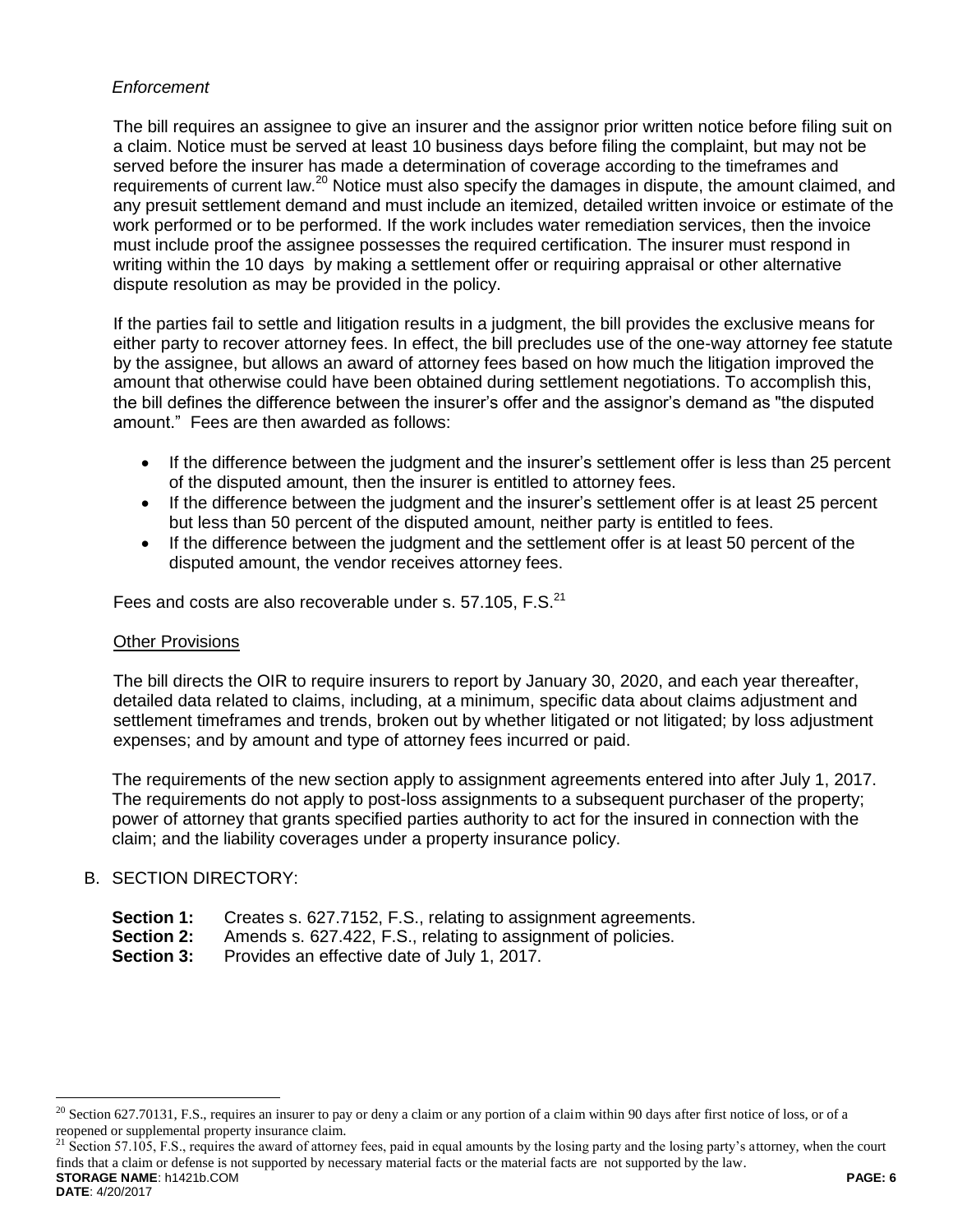*Enforcement*

The bill requires an assignee to give an insurer and the assignor prior written notice before filing suit on a claim. Notice must be served at least 10 business days before filing the complaint, but may not be served before the insurer has made a determination of coverage according to the timeframes and requirements of current law.[20] Notice must also specify the damages in dispute, the amount claimed, and any presuit settlement demand and must include an itemized, detailed written invoice or estimate of the work performed or to be performed. If the work includes water remediation services, then the invoice must include proof the assignee possesses the required certification. The insurer must respond in writing within the 10 days by making a settlement offer or requiring appraisal or other alternative dispute resolution as may be provided in the policy.

If the parties fail to settle and litigation results in a judgment, the bill provides the exclusive means for either party to recover attorney fees. In effect, the bill precludes use of the one-way attorney fee statute by the assignee, but allows an award of attorney fees based on how much the litigation improved the amount that otherwise could have been obtained during settlement negotiations. To accomplish this, the bill defines the difference between the insurer's offer and the assignor's demand as "the disputed amount." Fees are then awarded as follows:

- If the difference between the judgment and the insurer's settlement offer is less than 25 percent of the disputed amount, then the insurer is entitled to attorney fees.
- If the difference between the judgment and the insurer's settlement offer is at least 25 percent but less than 50 percent of the disputed amount, neither party is entitled to fees.
- If the difference between the judgment and the settlement offer is at least 50 percent of the disputed amount, the vendor receives attorney fees.

Fees and costs are also recoverable under s. 57.105, F.S.[21]

Other Provisions

The bill directs the OIR to require insurers to report by January 30, 2020, and each year thereafter, detailed data related to claims, including, at a minimum, specific data about claims adjustment and settlement timeframes and trends, broken out by whether litigated or not litigated; by loss adjustment expenses; and by amount and type of attorney fees incurred or paid.

The requirements of the new section apply to assignment agreements entered into after July 1, 2017. The requirements do not apply to post-loss assignments to a subsequent purchaser of the property; power of attorney that grants specified parties authority to act for the insured in connection with the claim; and the liability coverages under a property insurance policy.

B. SECTION DIRECTORY:

**Section 1:** Creates s. 627.7152, F.S., relating to assignment agreements.
**Section 2:** Amends s. 627.422, F.S., relating to assignment of policies.
**Section 3:** Provides an effective date of July 1, 2017.

---

[20] Section 627.70131, F.S., requires an insurer to pay or deny a claim or any portion of a claim within 90 days after first notice of loss, or of a reopened or supplemental property insurance claim.

[21] Section 57.105, F.S., requires the award of attorney fees, paid in equal amounts by the losing party and the losing party's attorney, when the court finds that a claim or defense is not supported by necessary material facts or the material facts are not supported by the law.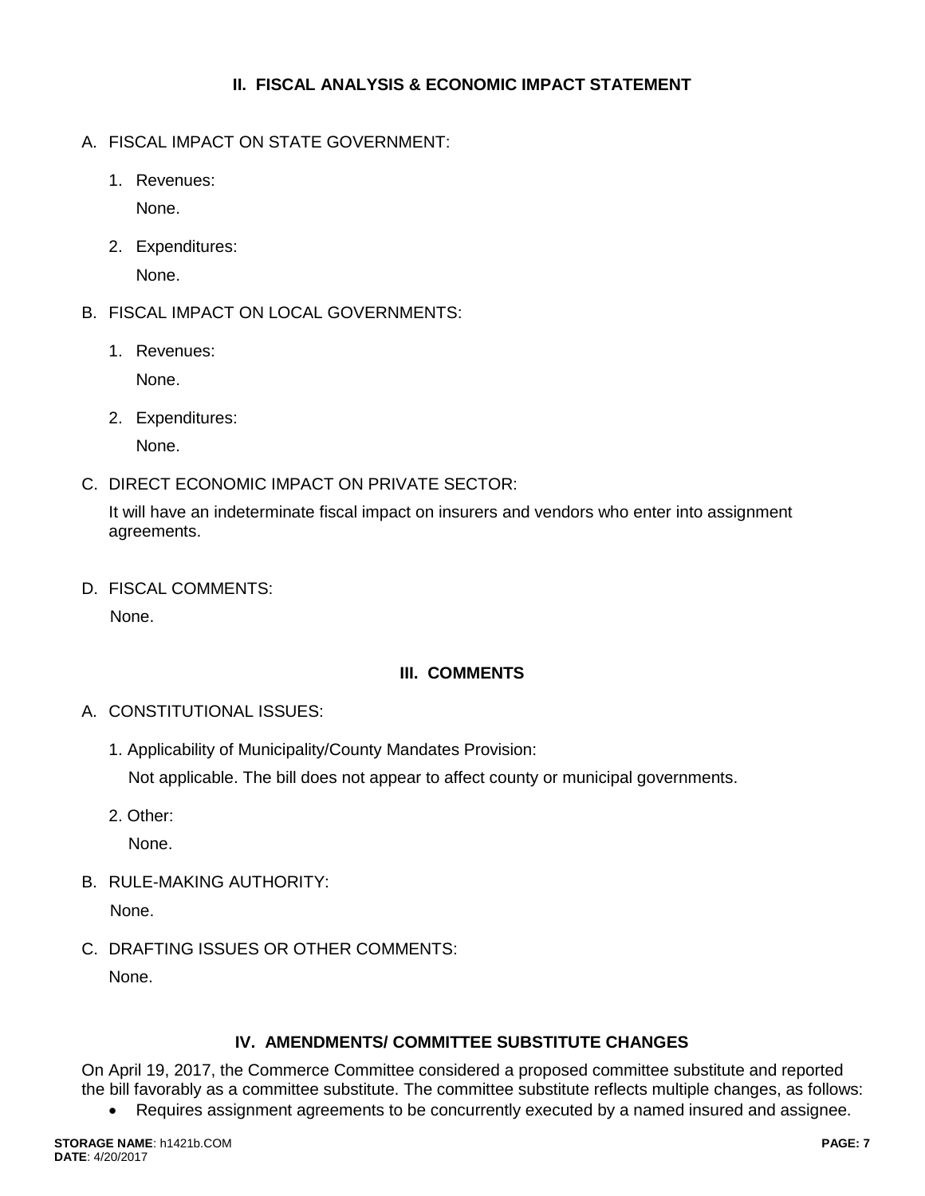## II. FISCAL ANALYSIS & ECONOMIC IMPACT STATEMENT

A. FISCAL IMPACT ON STATE GOVERNMENT:

1. Revenues:

   None.

2. Expenditures:

   None.

B. FISCAL IMPACT ON LOCAL GOVERNMENTS:

1. Revenues:

   None.

2. Expenditures:

   None.

C. DIRECT ECONOMIC IMPACT ON PRIVATE SECTOR:

   It will have an indeterminate fiscal impact on insurers and vendors who enter into assignment agreements.

D. FISCAL COMMENTS:

   None.

## III. COMMENTS

A. CONSTITUTIONAL ISSUES:

1. Applicability of Municipality/County Mandates Provision:

   Not applicable. The bill does not appear to affect county or municipal governments.

2. Other:

   None.

B. RULE-MAKING AUTHORITY:

   None.

C. DRAFTING ISSUES OR OTHER COMMENTS:

   None.

## IV. AMENDMENTS/ COMMITTEE SUBSTITUTE CHANGES

On April 19, 2017, the Commerce Committee considered a proposed committee substitute and reported the bill favorably as a committee substitute. The committee substitute reflects multiple changes, as follows:

- Requires assignment agreements to be concurrently executed by a named insured and assignee.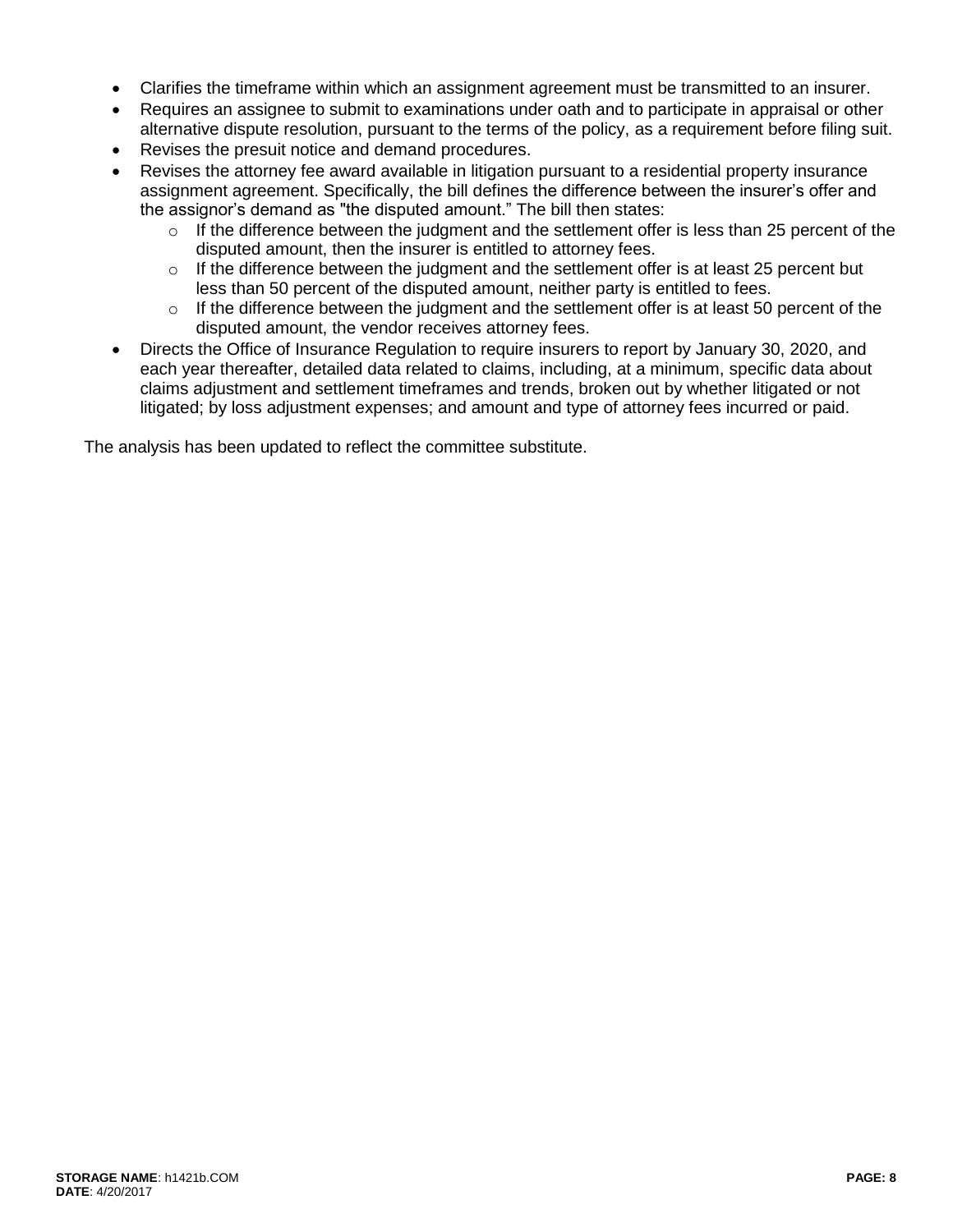- Clarifies the timeframe within which an assignment agreement must be transmitted to an insurer.
- Requires an assignee to submit to examinations under oath and to participate in appraisal or other alternative dispute resolution, pursuant to the terms of the policy, as a requirement before filing suit.
- Revises the presuit notice and demand procedures.
- Revises the attorney fee award available in litigation pursuant to a residential property insurance assignment agreement. Specifically, the bill defines the difference between the insurer's offer and the assignor's demand as "the disputed amount." The bill then states:
  - If the difference between the judgment and the settlement offer is less than 25 percent of the disputed amount, then the insurer is entitled to attorney fees.
  - If the difference between the judgment and the settlement offer is at least 25 percent but less than 50 percent of the disputed amount, neither party is entitled to fees.
  - If the difference between the judgment and the settlement offer is at least 50 percent of the disputed amount, the vendor receives attorney fees.
- Directs the Office of Insurance Regulation to require insurers to report by January 30, 2020, and each year thereafter, detailed data related to claims, including, at a minimum, specific data about claims adjustment and settlement timeframes and trends, broken out by whether litigated or not litigated; by loss adjustment expenses; and amount and type of attorney fees incurred or paid.

The analysis has been updated to reflect the committee substitute.